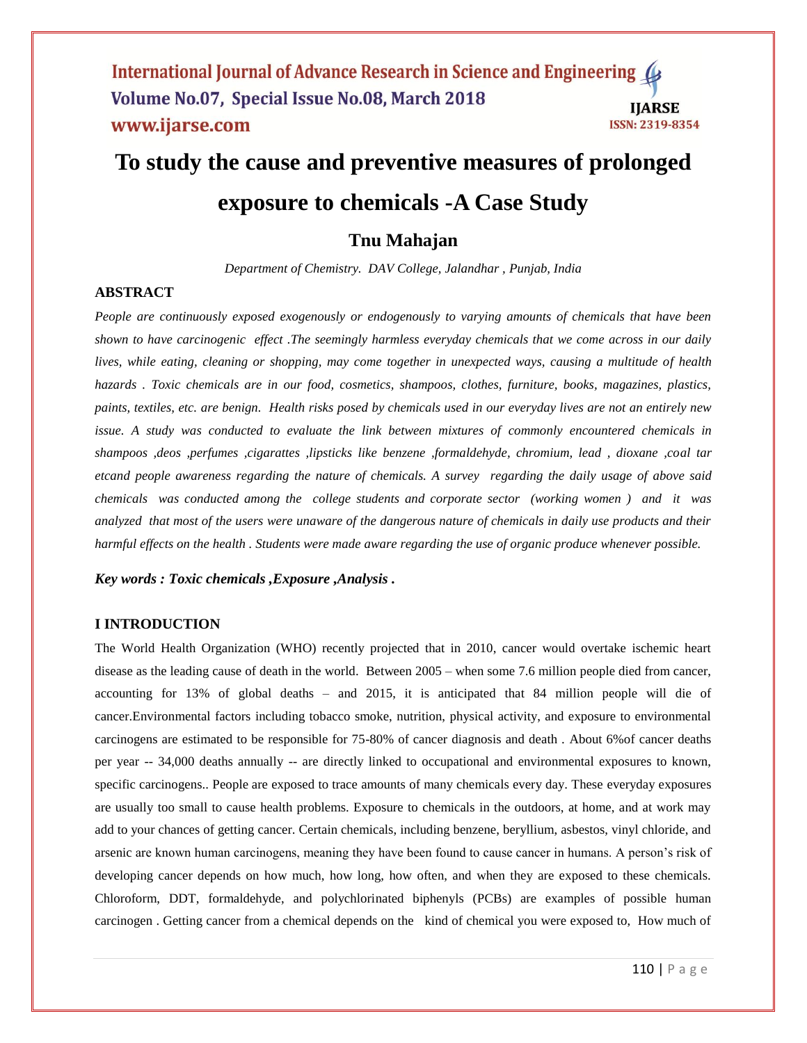# To study the cause and preventive measures of prolonged exposure to chemicals -A Case Study

## Tnu Mahajan

*Department of Chemistry. DAV College, Jalandhar , Punjab, India*

### ABSTRACT

*People are continuously exposed exogenously or endogenously to varying amounts of chemicals that have been shown to have carcinogenic effect .The seemingly harmless everyday chemicals that we come across in our daily lives, while eating, cleaning or shopping, may come together in unexpected ways, causing a multitude of health hazards . Toxic chemicals are in our food, cosmetics, shampoos, clothes, furniture, books, magazines, plastics, paints, textiles, etc. are benign. Health risks posed by chemicals used in our everyday lives are not an entirely new issue. A study was conducted to evaluate the link between mixtures of commonly encountered chemicals in shampoos ,deos ,perfumes ,cigarattes ,lipsticks like benzene ,formaldehyde, chromium, lead , dioxane ,coal tar etcand people awareness regarding the nature of chemicals. A survey regarding the daily usage of above said chemicals was conducted among the college students and corporate sector (working women ) and it was analyzed that most of the users were unaware of the dangerous nature of chemicals in daily use products and their harmful effects on the health . Students were made aware regarding the use of organic produce whenever possible.*

***Key words : Toxic chemicals ,Exposure ,Analysis .***

### I INTRODUCTION

The World Health Organization (WHO) recently projected that in 2010, cancer would overtake ischemic heart disease as the leading cause of death in the world. Between 2005 – when some 7.6 million people died from cancer, accounting for 13% of global deaths – and 2015, it is anticipated that 84 million people will die of cancer.Environmental factors including tobacco smoke, nutrition, physical activity, and exposure to environmental carcinogens are estimated to be responsible for 75-80% of cancer diagnosis and death . About 6%of cancer deaths per year -- 34,000 deaths annually -- are directly linked to occupational and environmental exposures to known, specific carcinogens.. People are exposed to trace amounts of many chemicals every day. These everyday exposures are usually too small to cause health problems. Exposure to chemicals in the outdoors, at home, and at work may add to your chances of getting cancer. Certain chemicals, including benzene, beryllium, asbestos, vinyl chloride, and arsenic are known human carcinogens, meaning they have been found to cause cancer in humans. A person's risk of developing cancer depends on how much, how long, how often, and when they are exposed to these chemicals. Chloroform, DDT, formaldehyde, and polychlorinated biphenyls (PCBs) are examples of possible human carcinogen . Getting cancer from a chemical depends on the kind of chemical you were exposed to, How much of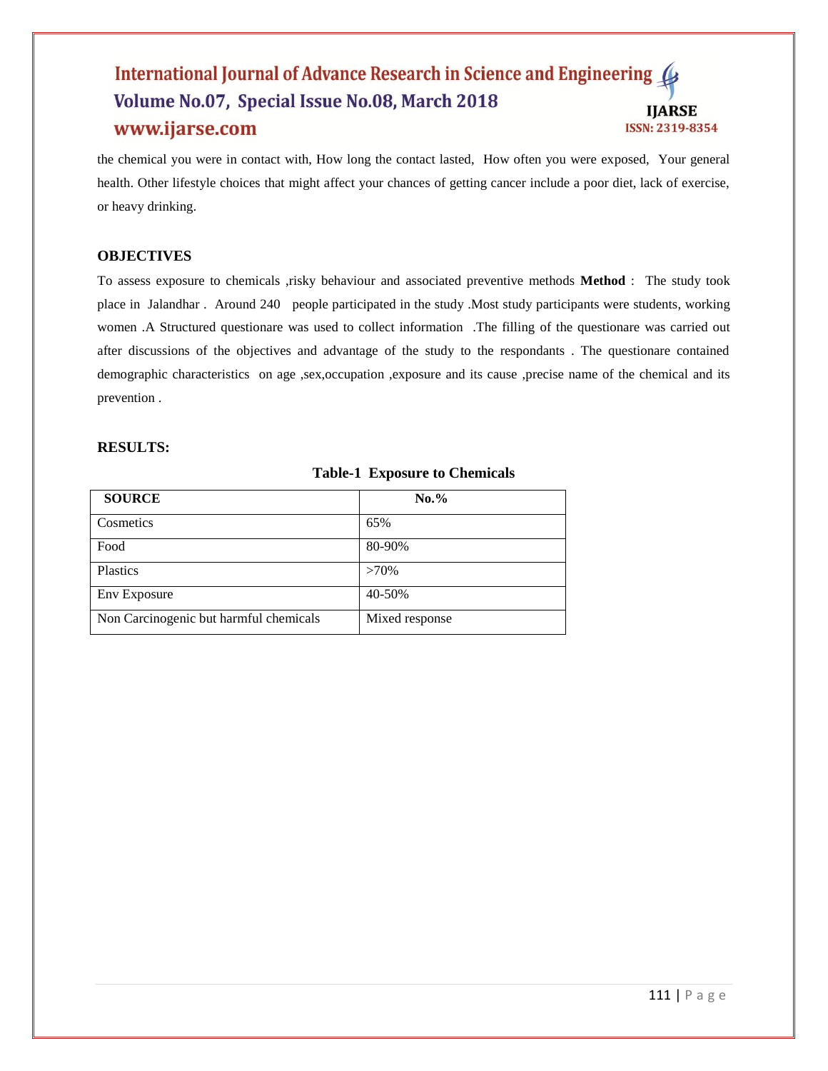the chemical you were in contact with, How long the contact lasted, How often you were exposed, Your general health. Other lifestyle choices that might affect your chances of getting cancer include a poor diet, lack of exercise, or heavy drinking.

## OBJECTIVES

To assess exposure to chemicals ,risky behaviour and associated preventive methods **Method** : The study took place in Jalandhar . Around 240 people participated in the study .Most study participants were students, working women .A Structured questionare was used to collect information .The filling of the questionare was carried out after discussions of the objectives and advantage of the study to the respondants . The questionare contained demographic characteristics on age ,sex,occupation ,exposure and its cause ,precise name of the chemical and its prevention .

## RESULTS:

**Table-1 Exposure to Chemicals**

| SOURCE | No.% |
|---|---|
| Cosmetics | 65% |
| Food | 80-90% |
| Plastics | >70% |
| Env Exposure | 40-50% |
| Non Carcinogenic but harmful chemicals | Mixed response |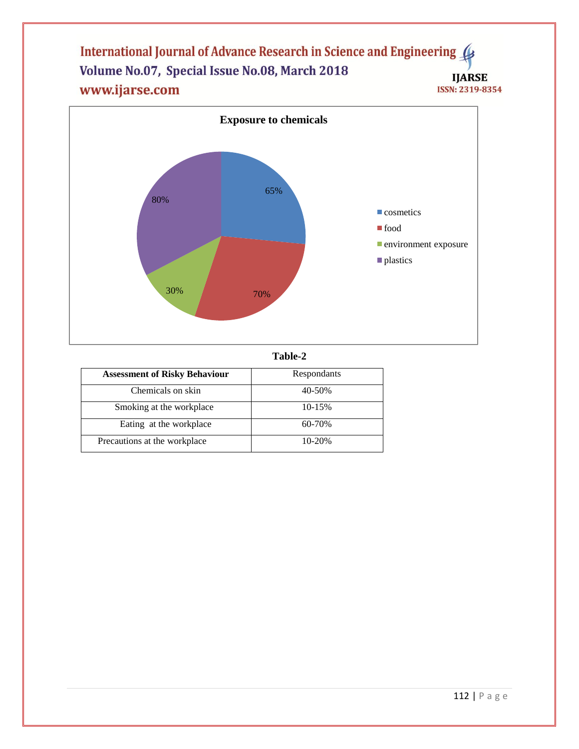**Exposure to chemicals**

| Category | Percentage |
| --- | --- |
| cosmetics | 65% |
| food | 70% |
| environment exposure | 30% |
| plastics | 80% |

**Table-2**

| **Assessment of Risky Behaviour** | Respondants |
| --- | --- |
| Chemicals on skin | 40-50% |
| Smoking at the workplace | 10-15% |
| Eating at the workplace | 60-70% |
| Precautions at the workplace | 10-20% |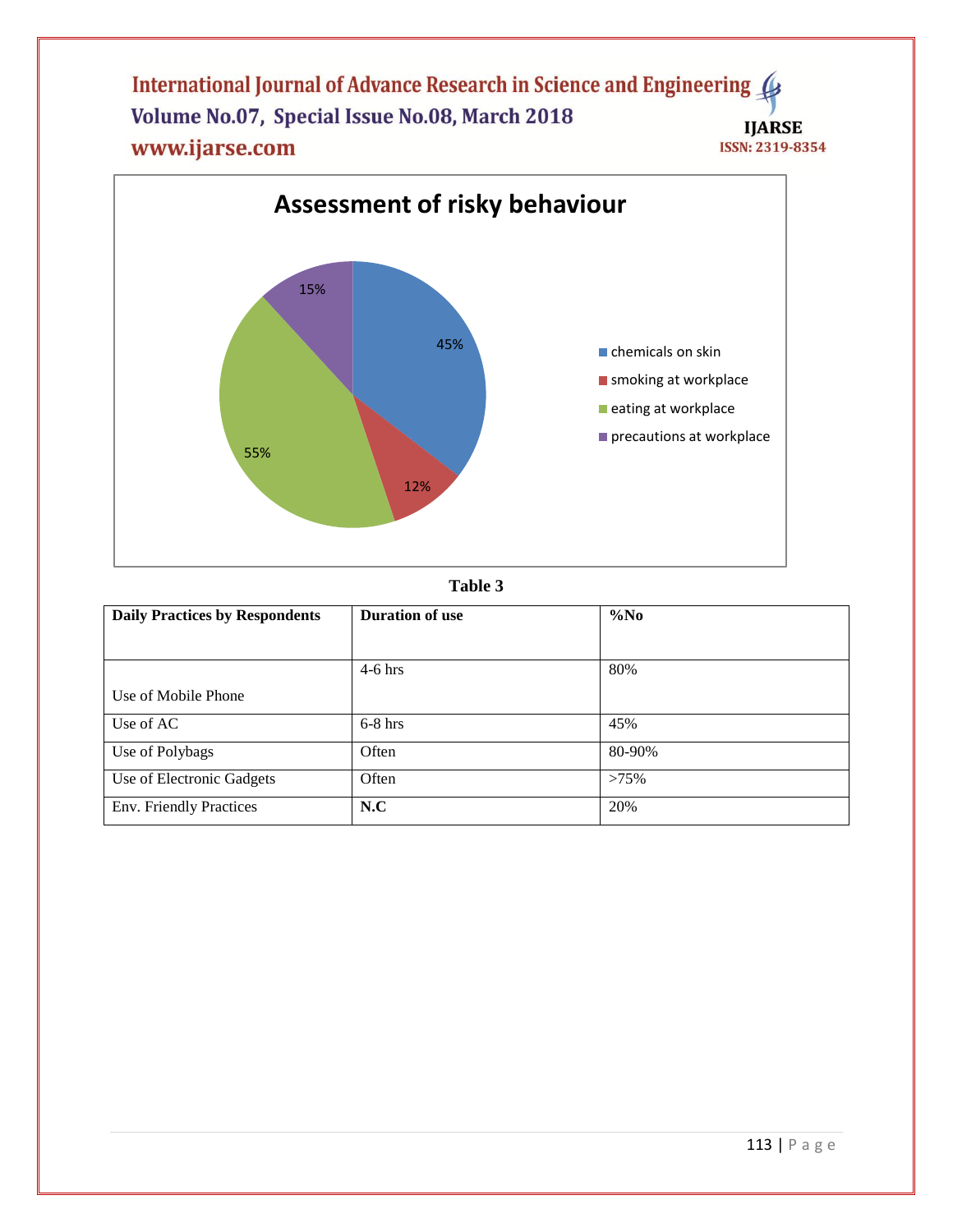**Assessment of risky behaviour**

- chemicals on skin: 45%
- smoking at workplace: 12%
- eating at workplace: 55%
- precautions at workplace: 15%

**Table 3**

| Daily Practices by Respondents | Duration of use | %No |
|---|---|---|
| Use of Mobile Phone | 4-6 hrs | 80% |
| Use of AC | 6-8 hrs | 45% |
| Use of Polybags | Often | 80-90% |
| Use of Electronic Gadgets | Often | >75% |
| Env. Friendly Practices | **N.C** | 20% |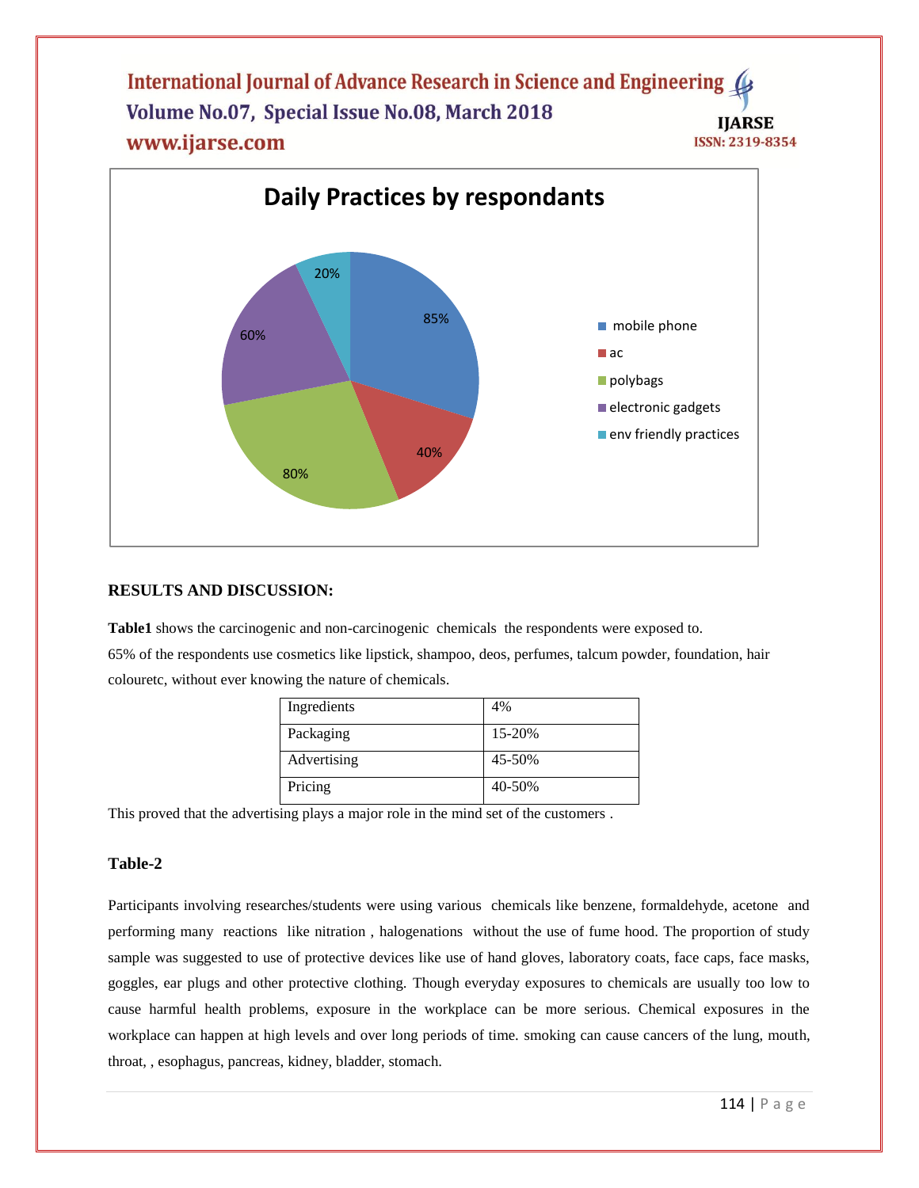**Daily Practices by respondants**

| Practice | Percentage |
|---|---|
| mobile phone | 85% |
| ac | 40% |
| polybags | 80% |
| electronic gadgets | 60% |
| env friendly practices | 20% |

**RESULTS AND DISCUSSION:**

**Table1** shows the carcinogenic and non-carcinogenic chemicals the respondents were exposed to. 65% of the respondents use cosmetics like lipstick, shampoo, deos, perfumes, talcum powder, foundation, hair colouretc, without ever knowing the nature of chemicals.

| Ingredients | 4% |
|---|---|
| Packaging | 15-20% |
| Advertising | 45-50% |
| Pricing | 40-50% |

This proved that the advertising plays a major role in the mind set of the customers .

**Table-2**

Participants involving researches/students were using various chemicals like benzene, formaldehyde, acetone and performing many reactions like nitration , halogenations without the use of fume hood. The proportion of study sample was suggested to use of protective devices like use of hand gloves, laboratory coats, face caps, face masks, goggles, ear plugs and other protective clothing. Though everyday exposures to chemicals are usually too low to cause harmful health problems, exposure in the workplace can be more serious. Chemical exposures in the workplace can happen at high levels and over long periods of time. smoking can cause cancers of the lung, mouth, throat, , esophagus, pancreas, kidney, bladder, stomach.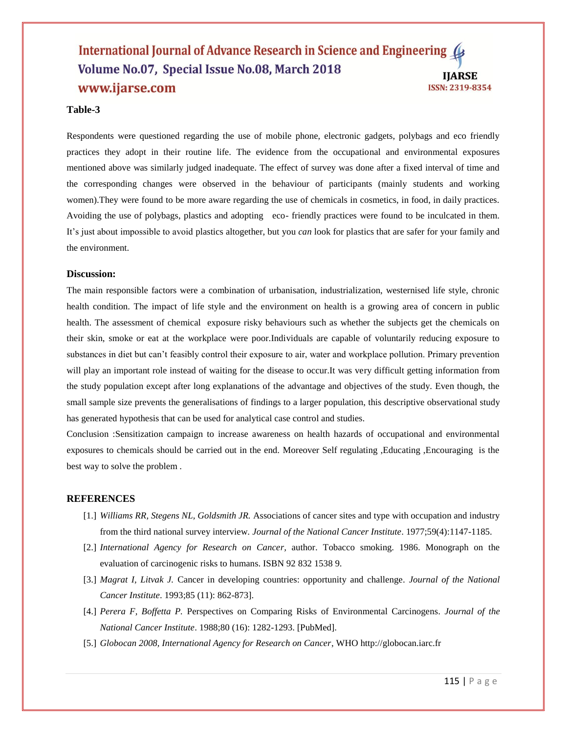**Table-3**

Respondents were questioned regarding the use of mobile phone, electronic gadgets, polybags and eco friendly practices they adopt in their routine life. The evidence from the occupational and environmental exposures mentioned above was similarly judged inadequate. The effect of survey was done after a fixed interval of time and the corresponding changes were observed in the behaviour of participants (mainly students and working women).They were found to be more aware regarding the use of chemicals in cosmetics, in food, in daily practices. Avoiding the use of polybags, plastics and adopting eco- friendly practices were found to be inculcated in them. It's just about impossible to avoid plastics altogether, but you *can* look for plastics that are safer for your family and the environment.

### Discussion:

The main responsible factors were a combination of urbanisation, industrialization, westernised life style, chronic health condition. The impact of life style and the environment on health is a growing area of concern in public health. The assessment of chemical exposure risky behaviours such as whether the subjects get the chemicals on their skin, smoke or eat at the workplace were poor.Individuals are capable of voluntarily reducing exposure to substances in diet but can't feasibly control their exposure to air, water and workplace pollution. Primary prevention will play an important role instead of waiting for the disease to occur.It was very difficult getting information from the study population except after long explanations of the advantage and objectives of the study. Even though, the small sample size prevents the generalisations of findings to a larger population, this descriptive observational study has generated hypothesis that can be used for analytical case control and studies.

Conclusion :Sensitization campaign to increase awareness on health hazards of occupational and environmental exposures to chemicals should be carried out in the end. Moreover Self regulating ,Educating ,Encouraging is the best way to solve the problem .

### REFERENCES

[1.] *Williams RR, Stegens NL, Goldsmith JR.* Associations of cancer sites and type with occupation and industry from the third national survey interview. *Journal of the National Cancer Institute*. 1977;59(4):1147-1185.

[2.] *International Agency for Research on Cancer,* author. Tobacco smoking. 1986. Monograph on the evaluation of carcinogenic risks to humans. ISBN 92 832 1538 9.

[3.] *Magrat I, Litvak J.* Cancer in developing countries: opportunity and challenge. *Journal of the National Cancer Institute*. 1993;85 (11): 862-873].

[4.] *Perera F, Boffetta P.* Perspectives on Comparing Risks of Environmental Carcinogens. *Journal of the National Cancer Institute*. 1988;80 (16): 1282-1293. [PubMed].

[5.] *Globocan 2008, International Agency for Research on Cancer*, WHO http://globocan.iarc.fr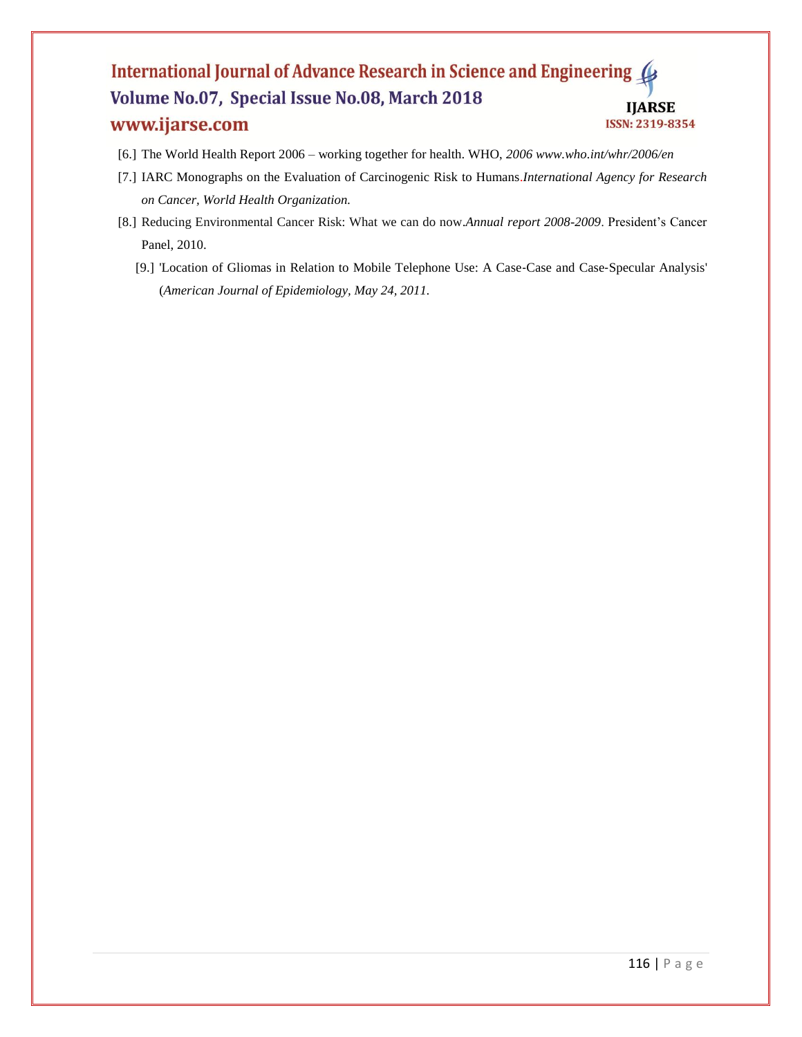[6.] The World Health Report 2006 – working together for health. WHO, *2006 www.who.int/whr/2006/en*

[7.] IARC Monographs on the Evaluation of Carcinogenic Risk to Humans.*International Agency for Research on Cancer, World Health Organization.*

[8.] Reducing Environmental Cancer Risk: What we can do now.*Annual report 2008-2009*. President's Cancer Panel, 2010.

[9.] 'Location of Gliomas in Relation to Mobile Telephone Use: A Case-Case and Case-Specular Analysis' (*American Journal of Epidemiology, May 24, 2011*.